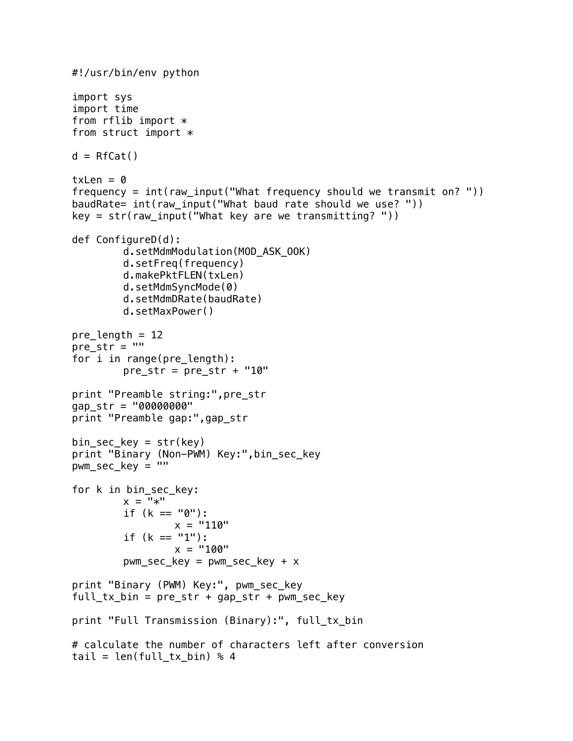```
#!/usr/bin/env python

import sys
import time
from rflib import *
from struct import *

d = RfCat()

txLen = 0
frequency = int(raw_input("What frequency should we transmit on? "))
baudRate= int(raw_input("What baud rate should we use? "))
key = str(raw_input("What key are we transmitting? "))

def ConfigureD(d):
        d.setMdmModulation(MOD_ASK_OOK)
        d.setFreq(frequency)
        d.makePktFLEN(txLen)
        d.setMdmSyncMode(0)
        d.setMdmDRate(baudRate)
        d.setMaxPower()

pre_length = 12
pre_str = ""
for i in range(pre_length):
        pre_str = pre_str + "10"

print "Preamble string:",pre_str
gap_str = "00000000"
print "Preamble gap:",gap_str

bin_sec_key = str(key)
print "Binary (Non-PWM) Key:",bin_sec_key
pwm_sec_key = ""

for k in bin_sec_key:
        x = "*"
        if (k == "0"):
                x = "110"
        if (k == "1"):
                x = "100"
        pwm_sec_key = pwm_sec_key + x

print "Binary (PWM) Key:", pwm_sec_key
full_tx_bin = pre_str + gap_str + pwm_sec_key

print "Full Transmission (Binary):", full_tx_bin

# calculate the number of characters left after conversion
tail = len(full_tx_bin) % 4
```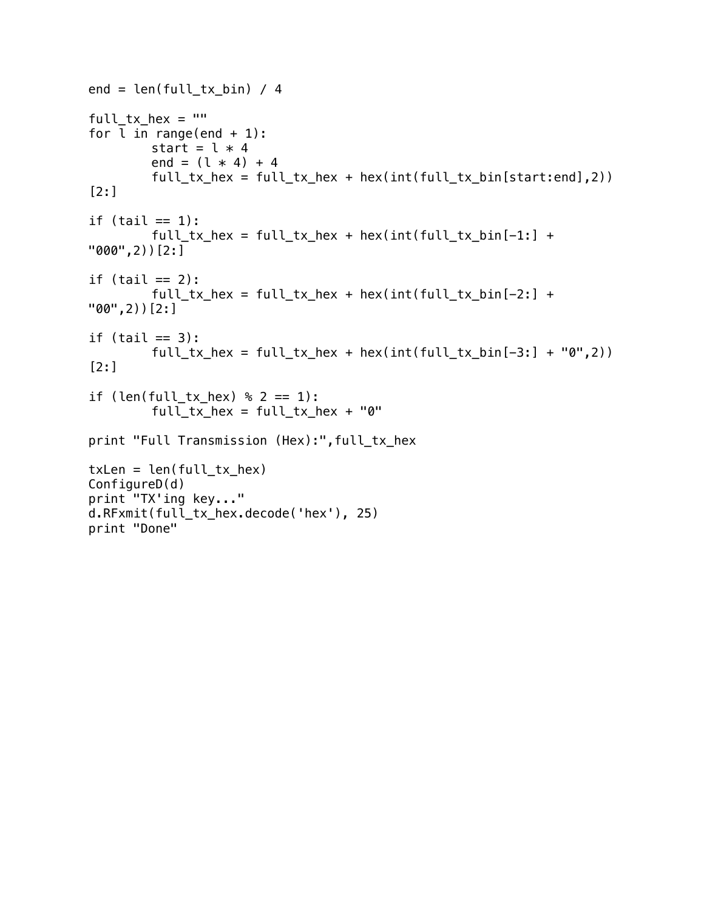```
end = len(full_tx_bin) / 4

full_tx_hex = ""
for l in range(end + 1):
        start = l * 4
        end = (l * 4) + 4
        full_tx_hex = full_tx_hex + hex(int(full_tx_bin[start:end],2))
[2:]

if (tail == 1):
        full_tx_hex = full_tx_hex + hex(int(full_tx_bin[-1:] +
"000",2))[2:]

if (tail == 2):
        full_tx_hex = full_tx_hex + hex(int(full_tx_bin[-2:] +
"00",2))[2:]

if (tail == 3):
        full_tx_hex = full_tx_hex + hex(int(full_tx_bin[-3:] + "0",2))
[2:]

if (len(full_tx_hex) % 2 == 1):
        full_tx_hex = full_tx_hex + "0"

print "Full Transmission (Hex):",full_tx_hex

txLen = len(full_tx_hex)
ConfigureD(d)
print "TX'ing key..."
d.RFxmit(full_tx_hex.decode('hex'), 25)
print "Done"
```